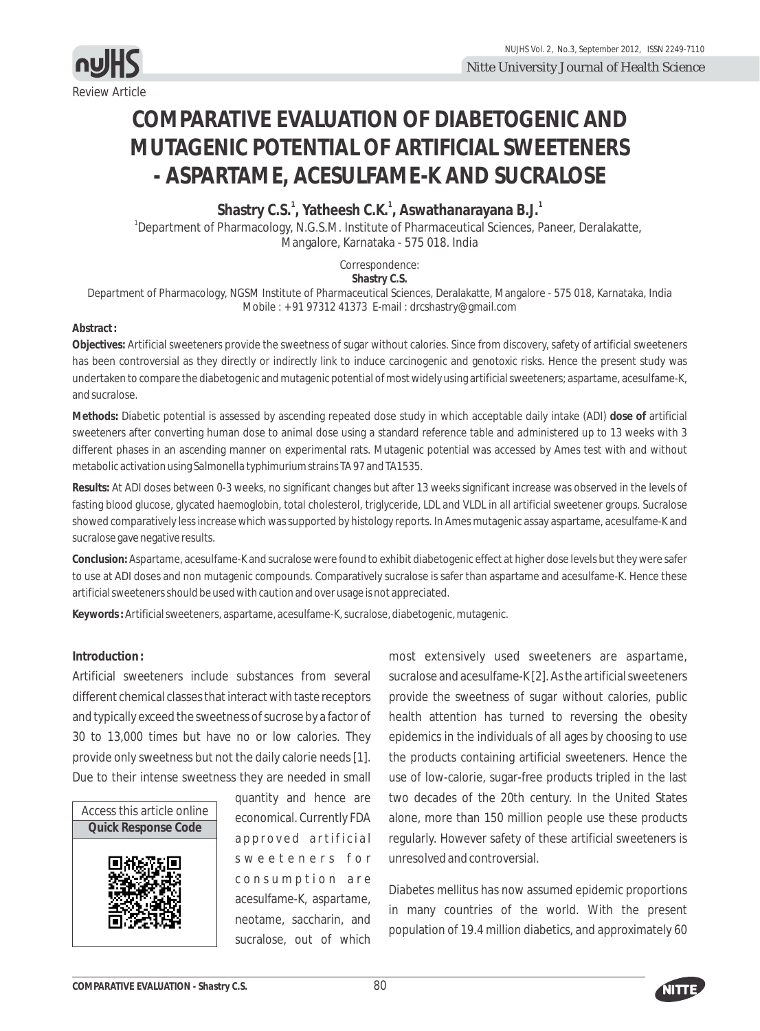Review Article

# COMPARATIVE EVALUATION OF DIABETOGENIC AND MUTAGENIC POTENTIAL OF ARTIFICIAL SWEETENERS - ASPARTAME, ACESULFAME-K AND SUCRALOSE

**Shastry C.S.[1], Yatheesh C.K.[1], Aswathanarayana B.J.[1]**

[1]Department of Pharmacology, N.G.S.M. Institute of Pharmaceutical Sciences, Paneer, Deralakatte, Mangalore, Karnataka - 575 018. India

Correspondence:
**Shastry C.S.**
Department of Pharmacology, NGSM Institute of Pharmaceutical Sciences, Deralakatte, Mangalore - 575 018, Karnataka, India
Mobile : +91 97312 41373 E-mail : drcshastry@gmail.com

**Abstract :**

**Objectives:** Artificial sweeteners provide the sweetness of sugar without calories. Since from discovery, safety of artificial sweeteners has been controversial as they directly or indirectly link to induce carcinogenic and genotoxic risks. Hence the present study was undertaken to compare the diabetogenic and mutagenic potential of most widely using artificial sweeteners; aspartame, acesulfame-K, and sucralose.

**Methods:** Diabetic potential is assessed by ascending repeated dose study in which acceptable daily intake (ADI) **dose of** artificial sweeteners after converting human dose to animal dose using a standard reference table and administered up to 13 weeks with 3 different phases in an ascending manner on experimental rats. Mutagenic potential was accessed by Ames test with and without metabolic activation using Salmonella typhimurium strains TA 97 and TA1535.

**Results:** At ADI doses between 0-3 weeks, no significant changes but after 13 weeks significant increase was observed in the levels of fasting blood glucose, glycated haemoglobin, total cholesterol, triglyceride, LDL and VLDL in all artificial sweetener groups. Sucralose showed comparatively less increase which was supported by histology reports. In Ames mutagenic assay aspartame, acesulfame-K and sucralose gave negative results.

**Conclusion:** Aspartame, acesulfame-K and sucralose were found to exhibit diabetogenic effect at higher dose levels but they were safer to use at ADI doses and non mutagenic compounds. Comparatively sucralose is safer than aspartame and acesulfame-K. Hence these artificial sweeteners should be used with caution and over usage is not appreciated.

**Keywords :** Artificial sweeteners, aspartame, acesulfame-K, sucralose, diabetogenic, mutagenic.

**Introduction :**

Artificial sweeteners include substances from several different chemical classes that interact with taste receptors and typically exceed the sweetness of sucrose by a factor of 30 to 13,000 times but have no or low calories. They provide only sweetness but not the daily calorie needs [1]. Due to their intense sweetness they are needed in small quantity and hence are economical. Currently FDA approved artificial sweeteners for consumption are acesulfame-K, aspartame, neotame, saccharin, and sucralose, out of which most extensively used sweeteners are aspartame, sucralose and acesulfame-K [2]. As the artificial sweeteners provide the sweetness of sugar without calories, public health attention has turned to reversing the obesity epidemics in the individuals of all ages by choosing to use the products containing artificial sweeteners. Hence the use of low-calorie, sugar-free products tripled in the last two decades of the 20th century. In the United States alone, more than 150 million people use these products regularly. However safety of these artificial sweeteners is unresolved and controversial.

Diabetes mellitus has now assumed epidemic proportions in many countries of the world. With the present population of 19.4 million diabetics, and approximately 60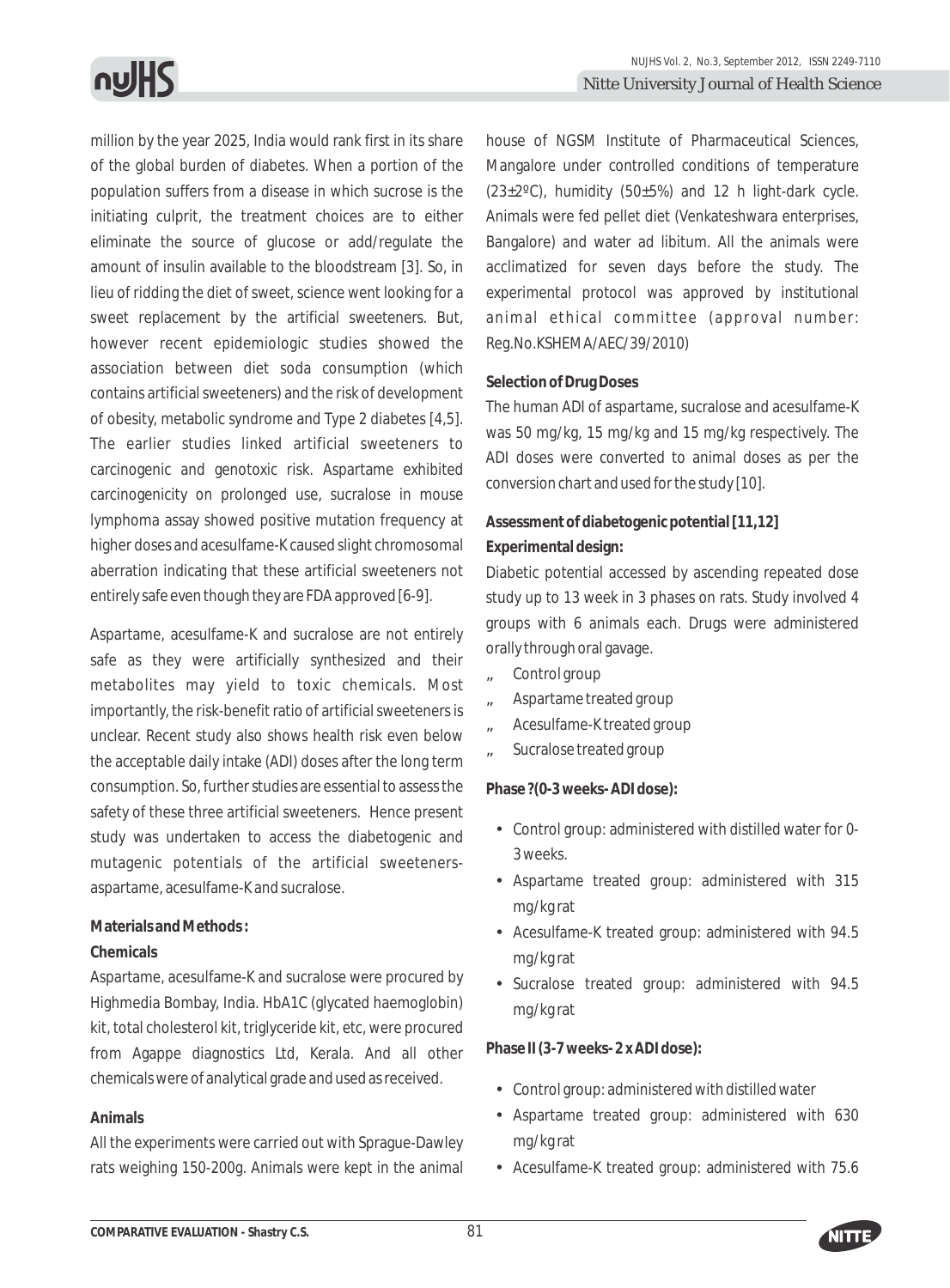million by the year 2025, India would rank first in its share of the global burden of diabetes. When a portion of the population suffers from a disease in which sucrose is the initiating culprit, the treatment choices are to either eliminate the source of glucose or add/regulate the amount of insulin available to the bloodstream [3]. So, in lieu of ridding the diet of sweet, science went looking for a sweet replacement by the artificial sweeteners. But, however recent epidemiologic studies showed the association between diet soda consumption (which contains artificial sweeteners) and the risk of development of obesity, metabolic syndrome and Type 2 diabetes [4,5]. The earlier studies linked artificial sweeteners to carcinogenic and genotoxic risk. Aspartame exhibited carcinogenicity on prolonged use, sucralose in mouse lymphoma assay showed positive mutation frequency at higher doses and acesulfame-K caused slight chromosomal aberration indicating that these artificial sweeteners not entirely safe even though they are FDA approved [6-9].

Aspartame, acesulfame-K and sucralose are not entirely safe as they were artificially synthesized and their metabolites may yield to toxic chemicals. Most importantly, the risk-benefit ratio of artificial sweeteners is unclear. Recent study also shows health risk even below the acceptable daily intake (ADI) doses after the long term consumption. So, further studies are essential to assess the safety of these three artificial sweeteners. Hence present study was undertaken to access the diabetogenic and mutagenic potentials of the artificial sweeteners-aspartame, acesulfame-K and sucralose.

**Materials and Methods :**

**Chemicals**

Aspartame, acesulfame-K and sucralose were procured by Highmedia Bombay, India. HbA1C (glycated haemoglobin) kit, total cholesterol kit, triglyceride kit, etc, were procured from Agappe diagnostics Ltd, Kerala. And all other chemicals were of analytical grade and used as received.

**Animals**

All the experiments were carried out with Sprague-Dawley rats weighing 150-200g. Animals were kept in the animal house of NGSM Institute of Pharmaceutical Sciences, Mangalore under controlled conditions of temperature (23±2ºC), humidity (50±5%) and 12 h light-dark cycle. Animals were fed pellet diet (Venkateshwara enterprises, Bangalore) and water ad libitum. All the animals were acclimatized for seven days before the study. The experimental protocol was approved by institutional animal ethical committee (approval number: Reg.No.KSHEMA/AEC/39/2010)

**Selection of Drug Doses**

The human ADI of aspartame, sucralose and acesulfame-K was 50 mg/kg, 15 mg/kg and 15 mg/kg respectively. The ADI doses were converted to animal doses as per the conversion chart and used for the study [10].

**Assessment of diabetogenic potential [11,12]**

**Experimental design:**

Diabetic potential accessed by ascending repeated dose study up to 13 week in 3 phases on rats. Study involved 4 groups with 6 animals each. Drugs were administered orally through oral gavage.

- Control group
- Aspartame treated group
- Acesulfame-K treated group
- Sucralose treated group

**Phase ?(0-3 weeks- ADI dose):**

- Control group: administered with distilled water for 0-3 weeks.
- Aspartame treated group: administered with 315 mg/kg rat
- Acesulfame-K treated group: administered with 94.5 mg/kg rat
- Sucralose treated group: administered with 94.5 mg/kg rat

**Phase II (3-7 weeks- 2 x ADI dose):**

- Control group: administered with distilled water
- Aspartame treated group: administered with 630 mg/kg rat
- Acesulfame-K treated group: administered with 75.6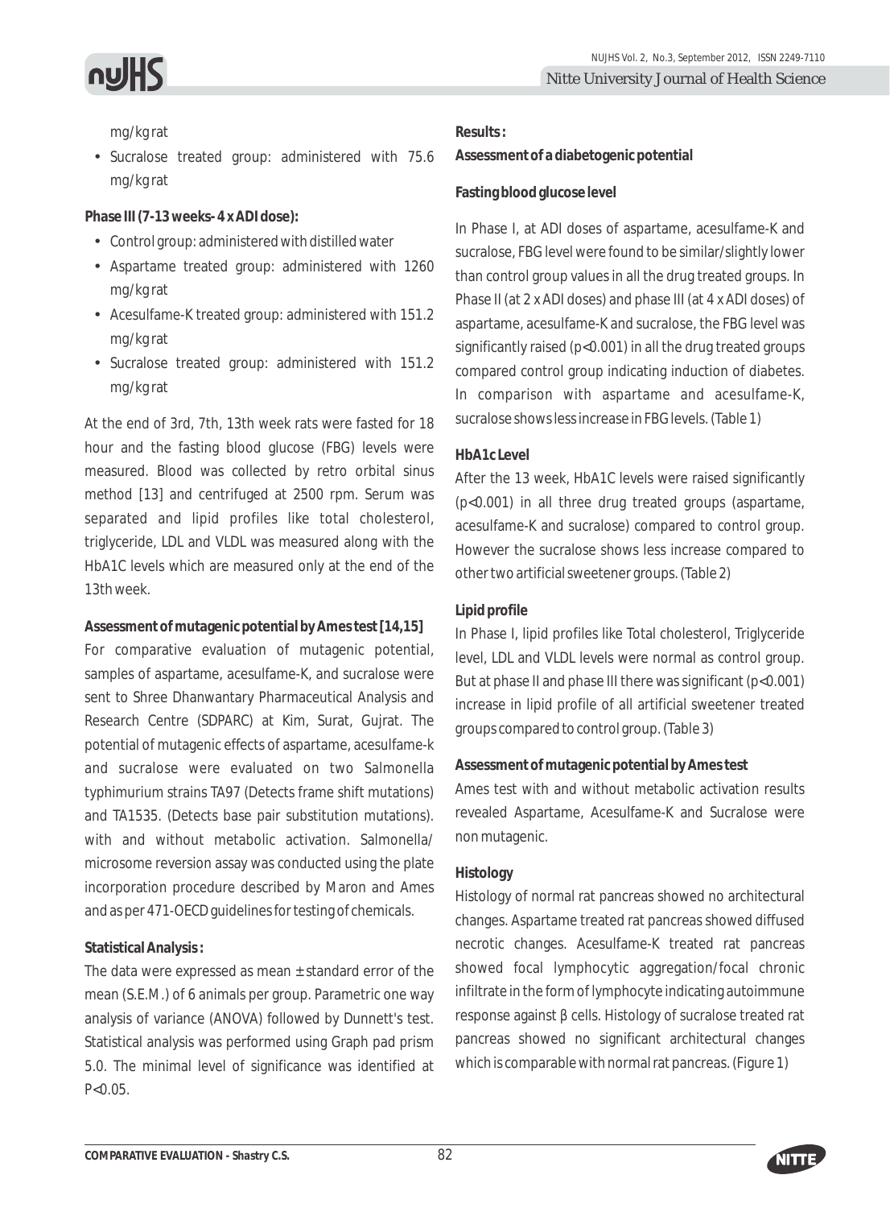mg/kg rat

- Sucralose treated group: administered with 75.6 mg/kg rat

**Phase III (7-13 weeks- 4 x ADI dose):**

- Control group: administered with distilled water
- Aspartame treated group: administered with 1260 mg/kg rat
- Acesulfame-K treated group: administered with 151.2 mg/kg rat
- Sucralose treated group: administered with 151.2 mg/kg rat

At the end of 3rd, 7th, 13th week rats were fasted for 18 hour and the fasting blood glucose (FBG) levels were measured. Blood was collected by retro orbital sinus method [13] and centrifuged at 2500 rpm. Serum was separated and lipid profiles like total cholesterol, triglyceride, LDL and VLDL was measured along with the HbA1C levels which are measured only at the end of the 13th week.

**Assessment of mutagenic potential by Ames test [14,15]**

For comparative evaluation of mutagenic potential, samples of aspartame, acesulfame-K, and sucralose were sent to Shree Dhanwantary Pharmaceutical Analysis and Research Centre (SDPARC) at Kim, Surat, Gujrat. The potential of mutagenic effects of aspartame, acesulfame-k and sucralose were evaluated on two Salmonella typhimurium strains TA97 (Detects frame shift mutations) and TA1535. (Detects base pair substitution mutations). with and without metabolic activation. Salmonella/ microsome reversion assay was conducted using the plate incorporation procedure described by Maron and Ames and as per 471-OECD guidelines for testing of chemicals.

**Statistical Analysis :**

The data were expressed as mean ± standard error of the mean (S.E.M.) of 6 animals per group. Parametric one way analysis of variance (ANOVA) followed by Dunnett's test. Statistical analysis was performed using Graph pad prism 5.0. The minimal level of significance was identified at $P<0.05$.

**Results :**

**Assessment of a diabetogenic potential**

**Fasting blood glucose level**

In Phase I, at ADI doses of aspartame, acesulfame-K and sucralose, FBG level were found to be similar/slightly lower than control group values in all the drug treated groups. In Phase II (at 2 x ADI doses) and phase III (at 4 x ADI doses) of aspartame, acesulfame-K and sucralose, the FBG level was significantly raised ($p<0.001$) in all the drug treated groups compared control group indicating induction of diabetes. In comparison with aspartame and acesulfame-K, sucralose shows less increase in FBG levels. (Table 1)

**HbA1c Level**

After the 13 week, HbA1C levels were raised significantly ($p<0.001$) in all three drug treated groups (aspartame, acesulfame-K and sucralose) compared to control group. However the sucralose shows less increase compared to other two artificial sweetener groups. (Table 2)

**Lipid profile**

In Phase I, lipid profiles like Total cholesterol, Triglyceride level, LDL and VLDL levels were normal as control group. But at phase II and phase III there was significant ($p<0.001$) increase in lipid profile of all artificial sweetener treated groups compared to control group. (Table 3)

**Assessment of mutagenic potential by Ames test**

Ames test with and without metabolic activation results revealed Aspartame, Acesulfame-K and Sucralose were non mutagenic.

**Histology**

Histology of normal rat pancreas showed no architectural changes. Aspartame treated rat pancreas showed diffused necrotic changes. Acesulfame-K treated rat pancreas showed focal lymphocytic aggregation/focal chronic infiltrate in the form of lymphocyte indicating autoimmune response against β cells. Histology of sucralose treated rat pancreas showed no significant architectural changes which is comparable with normal rat pancreas. (Figure 1)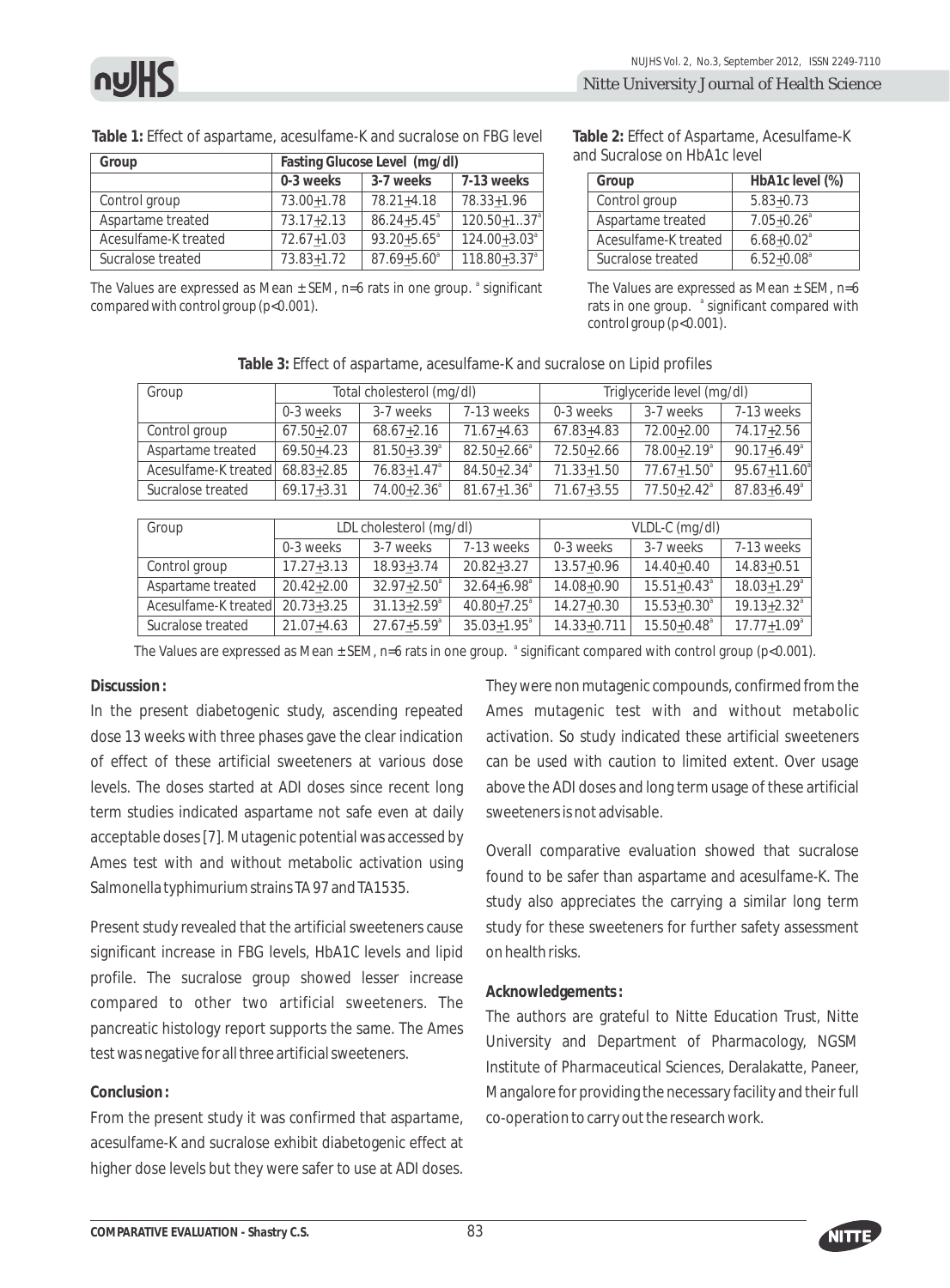**Table 1:** Effect of aspartame, acesulfame-K and sucralose on FBG level

| Group | Fasting Glucose Level (mg/dl) | | |
|---|---|---|---|
| | 0-3 weeks | 3-7 weeks | 7-13 weeks |
| Control group | 73.00±1.78 | 78.21±4.18 | 78.33±1.96 |
| Aspartame treated | 73.17±2.13 | 86.24±5.45[a] | 120.50±1..37[a] |
| Acesulfame-K treated | 72.67±1.03 | 93.20±5.65[a] | 124.00±3.03[a] |
| Sucralose treated | 73.83±1.72 | 87.69±5.60[a] | 118.80±3.37[a] |

The Values are expressed as Mean ± SEM, n=6 rats in one group. [a] significant compared with control group ($p<0.001$).

**Table 2:** Effect of Aspartame, Acesulfame-K and Sucralose on HbA1c level

| Group | HbA1c level (%) |
|---|---|
| Control group | 5.83±0.73 |
| Aspartame treated | 7.05±0.26[a] |
| Acesulfame-K treated | 6.68±0.02[a] |
| Sucralose treated | 6.52±0.08[a] |

The Values are expressed as Mean ± SEM, n=6 rats in one group. [a] significant compared with control group ($p<0.001$).

**Table 3:** Effect of aspartame, acesulfame-K and sucralose on Lipid profiles

| Group | Total cholesterol (mg/dl) | | | Triglyceride level (mg/dl) | | |
|---|---|---|---|---|---|---|
| | 0-3 weeks | 3-7 weeks | 7-13 weeks | 0-3 weeks | 3-7 weeks | 7-13 weeks |
| Control group | 67.50±2.07 | 68.67±2.16 | 71.67±4.63 | 67.83±4.83 | 72.00±2.00 | 74.17±2.56 |
| Aspartame treated | 69.50±4.23 | 81.50±3.39[a] | 82.50±2.66[a] | 72.50±2.66 | 78.00±2.19[a] | 90.17±6.49[a] |
| Acesulfame-K treated | 68.83±2.85 | 76.83±1.47[a] | 84.50±2.34[a] | 71.33±1.50 | 77.67±1.50[a] | 95.67±11.60[a] |
| Sucralose treated | 69.17±3.31 | 74.00±2.36[a] | 81.67±1.36[a] | 71.67±3.55 | 77.50±2.42[a] | 87.83±6.49[a] |

| Group | LDL cholesterol (mg/dl) | | | VLDL-C (mg/dl) | | |
|---|---|---|---|---|---|---|
| | 0-3 weeks | 3-7 weeks | 7-13 weeks | 0-3 weeks | 3-7 weeks | 7-13 weeks |
| Control group | 17.27±3.13 | 18.93±3.74 | 20.82±3.27 | 13.57±0.96 | 14.40±0.40 | 14.83±0.51 |
| Aspartame treated | 20.42±2.00 | 32.97±2.50[a] | 32.64±6.98[a] | 14.08±0.90 | 15.51±0.43[a] | 18.03±1.29[a] |
| Acesulfame-K treated | 20.73±3.25 | 31.13±2.59[a] | 40.80±7.25[a] | 14.27±0.30 | 15.53±0.30[a] | 19.13±2.32[a] |
| Sucralose treated | 21.07±4.63 | 27.67±5.59[a] | 35.03±1.95[a] | 14.33±0.711 | 15.50±0.48[a] | 17.77±1.09[a] |

The Values are expressed as Mean ± SEM, n=6 rats in one group. [a] significant compared with control group ($p<0.001$).

**Discussion :**

In the present diabetogenic study, ascending repeated dose 13 weeks with three phases gave the clear indication of effect of these artificial sweeteners at various dose levels. The doses started at ADI doses since recent long term studies indicated aspartame not safe even at daily acceptable doses [7]. Mutagenic potential was accessed by Ames test with and without metabolic activation using Salmonella typhimurium strains TA 97 and TA1535.

Present study revealed that the artificial sweeteners cause significant increase in FBG levels, HbA1C levels and lipid profile. The sucralose group showed lesser increase compared to other two artificial sweeteners. The pancreatic histology report supports the same. The Ames test was negative for all three artificial sweeteners.

**Conclusion :**

From the present study it was confirmed that aspartame, acesulfame-K and sucralose exhibit diabetogenic effect at higher dose levels but they were safer to use at ADI doses. They were non mutagenic compounds, confirmed from the Ames mutagenic test with and without metabolic activation. So study indicated these artificial sweeteners can be used with caution to limited extent. Over usage above the ADI doses and long term usage of these artificial sweeteners is not advisable.

Overall comparative evaluation showed that sucralose found to be safer than aspartame and acesulfame-K. The study also appreciates the carrying a similar long term study for these sweeteners for further safety assessment on health risks.

**Acknowledgements :**

The authors are grateful to Nitte Education Trust, Nitte University and Department of Pharmacology, NGSM Institute of Pharmaceutical Sciences, Deralakatte, Paneer, Mangalore for providing the necessary facility and their full co-operation to carry out the research work.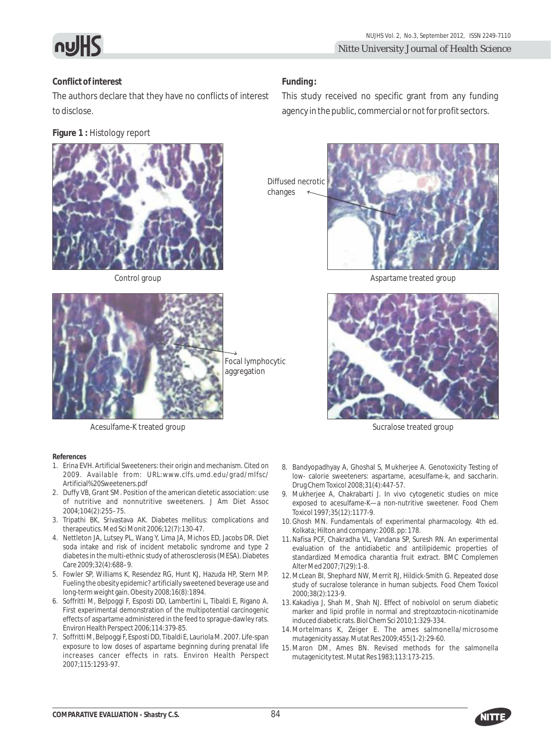**Conflict of interest**

The authors declare that they have no conflicts of interest to disclose.

**Funding:**

This study received no specific grant from any funding agency in the public, commercial or not for profit sectors.

**Figure 1 :** Histology report

Control group

Diffused necrotic changes

Aspartame treated group

Focal lymphocytic aggregation

Acesulfame-K treated group

Sucralose treated group

**References**

1. Erina EVH. Artificial Sweeteners: their origin and mechanism. Cited on 2009. Available from: URL:www.clfs.umd.edu/grad/mlfsc/Artificial%20Sweeteners.pdf
2. Duffy VB, Grant SM. Position of the american dietetic association: use of nutritive and nonnutritive sweeteners. J Am Diet Assoc 2004;104(2):255–75.
3. Tripathi BK, Srivastava AK. Diabetes mellitus: complications and therapeutics. Med Sci Monit 2006;12(7):130-47.
4. Nettleton JA, Lutsey PL, Wang Y, Lima JA, Michos ED, Jacobs DR. Diet soda intake and risk of incident metabolic syndrome and type 2 diabetes in the multi-ethnic study of atherosclerosis (MESA). Diabetes Care 2009;32(4):688–9.
5. Fowler SP, Williams K, Resendez RG, Hunt KJ, Hazuda HP, Stern MP. Fueling the obesity epidemic? artificially sweetened beverage use and long-term weight gain. Obesity 2008;16(8):1894.
6. Soffritti M, Belpoggi F, Esposti DD, Lambertini L, Tibaldi E, Rigano A. First experimental demonstration of the multipotential carcinogenic effects of aspartame administered in the feed to sprague-dawley rats. Environ Health Perspect 2006;114:379-85.
7. Soffritti M, Belpoggi F, Esposti DD, Tibaldi E, Lauriola M. 2007. Life-span exposure to low doses of aspartame beginning during prenatal life increases cancer effects in rats. Environ Health Perspect 2007;115:1293-97.
8. Bandyopadhyay A, Ghoshal S, Mukherjee A. Genotoxicity Testing of low- calorie sweeteners: aspartame, acesulfame-k, and saccharin. Drug Chem Toxicol 2008;31(4):447-57.
9. Mukherjee A, Chakrabarti J. In vivo cytogenetic studies on mice exposed to acesulfame-K—a non-nutritive sweetener. Food Chem Toxicol 1997;35(12):1177-9.
10. Ghosh MN. Fundamentals of experimental pharmacology. 4th ed. Kolkata; Hilton and company: 2008. pp: 178.
11. Nafisa PCF, Chakradha VL, Vandana SP, Suresh RN. An experimental evaluation of the antidiabetic and antilipidemic properties of standardized Memodica charantia fruit extract. BMC Complemen Alter Med 2007;7(29):1-8.
12. McLean BI, Shephard NW, Merrit RJ, Hildick-Smith G. Repeated dose study of sucralose tolerance in human subjects. Food Chem Toxicol 2000;38(2):123-9.
13. Kakadiya J, Shah M, Shah NJ. Effect of nobivolol on serum diabetic marker and lipid profile in normal and streptozotocin-nicotinamide induced diabetic rats. Biol Chem Sci 2010;1:329-334.
14. Mortelmans K, Zeiger E. The ames salmonella/microsome mutagenicity assay. Mutat Res 2009;455(1-2):29-60.
15. Maron DM, Ames BN. Revised methods for the salmonella mutagenicity test. Mutat Res 1983;113:173-215.